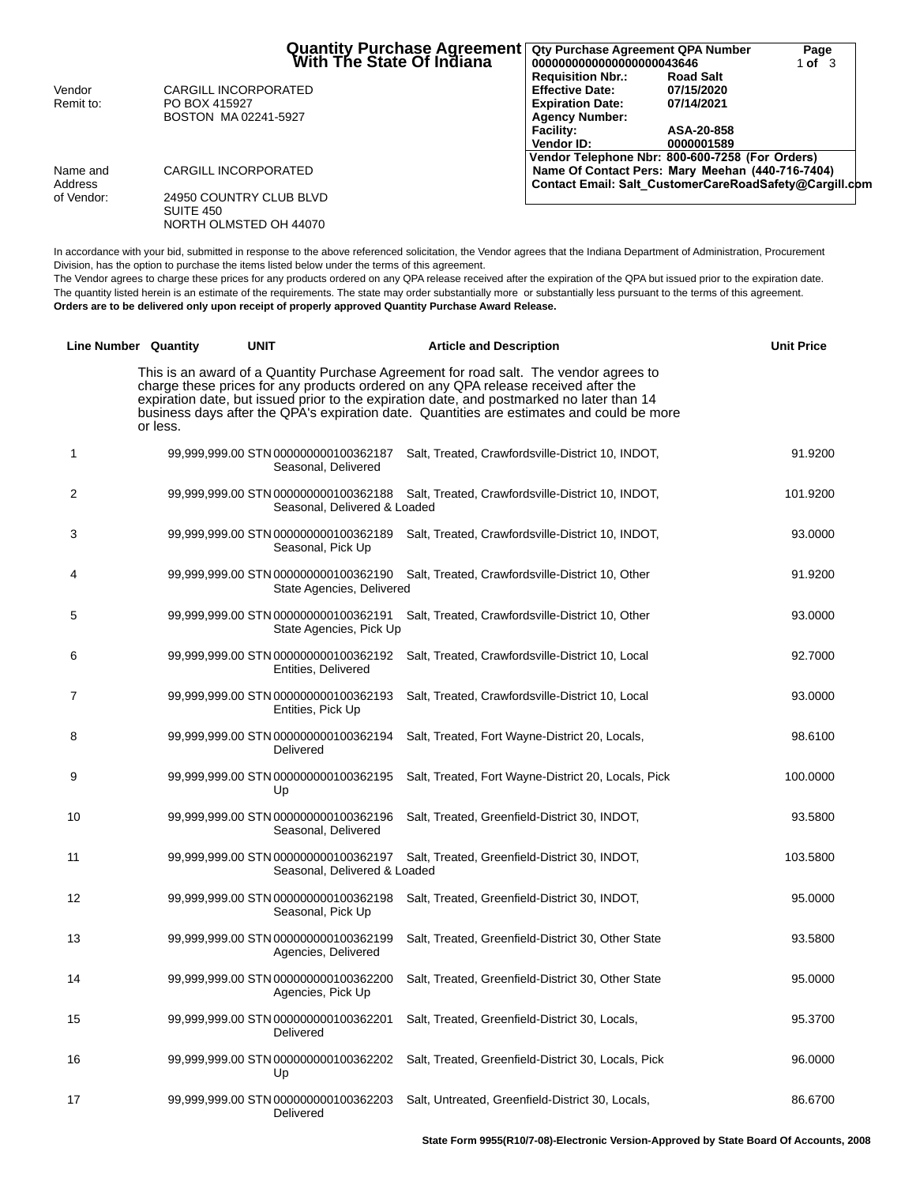# Quantity Purchase Agreement With The State Of Indiana

| | |
|---|---|
| **Qty Purchase Agreement QPA Number** | 0000000000000000000043646 |
| **Page** | 1 of 3 |
| **Requisition Nbr.:** | Road Salt |
| **Effective Date:** | 07/15/2020 |
| **Expiration Date:** | 07/14/2021 |
| **Agency Number:** | |
| **Facility:** | ASA-20-858 |
| **Vendor ID:** | 0000001589 |

**Vendor Telephone Nbr: 800-600-7258 (For Orders)**
**Name Of Contact Pers: Mary Meehan (440-716-7404)**
**Contact Email: Salt_CustomerCareRoadSafety@Cargill.com**

Vendor Remit to:
CARGILL INCORPORATED
PO BOX 415927
BOSTON MA 02241-5927

Name and Address of Vendor:
CARGILL INCORPORATED
24950 COUNTRY CLUB BLVD
SUITE 450
NORTH OLMSTED OH 44070

In accordance with your bid, submitted in response to the above referenced solicitation, the Vendor agrees that the Indiana Department of Administration, Procurement Division, has the option to purchase the items listed below under the terms of this agreement.
The Vendor agrees to charge these prices for any products ordered on any QPA release received after the expiration of the QPA but issued prior to the expiration date.
The quantity listed herein is an estimate of the requirements. The state may order substantially more or substantially less pursuant to the terms of this agreement.
**Orders are to be delivered only upon receipt of properly approved Quantity Purchase Award Release.**

| Line Number | Quantity | UNIT | Article and Description | Unit Price |
|---|---|---|---|---|
| | | | This is an award of a Quantity Purchase Agreement for road salt. The vendor agrees to charge these prices for any products ordered on any QPA release received after the expiration date, but issued prior to the expiration date, and postmarked no later than 14 business days after the QPA's expiration date. Quantities are estimates and could be more or less. | |
| 1 | 99,999,999.00 | STN | 000000000100362187 Salt, Treated, Crawfordsville-District 10, INDOT, Seasonal, Delivered | 91.9200 |
| 2 | 99,999,999.00 | STN | 000000000100362188 Salt, Treated, Crawfordsville-District 10, INDOT, Seasonal, Delivered & Loaded | 101.9200 |
| 3 | 99,999,999.00 | STN | 000000000100362189 Salt, Treated, Crawfordsville-District 10, INDOT, Seasonal, Pick Up | 93.0000 |
| 4 | 99,999,999.00 | STN | 000000000100362190 Salt, Treated, Crawfordsville-District 10, Other State Agencies, Delivered | 91.9200 |
| 5 | 99,999,999.00 | STN | 000000000100362191 Salt, Treated, Crawfordsville-District 10, Other State Agencies, Pick Up | 93.0000 |
| 6 | 99,999,999.00 | STN | 000000000100362192 Salt, Treated, Crawfordsville-District 10, Local Entities, Delivered | 92.7000 |
| 7 | 99,999,999.00 | STN | 000000000100362193 Salt, Treated, Crawfordsville-District 10, Local Entities, Pick Up | 93.0000 |
| 8 | 99,999,999.00 | STN | 000000000100362194 Salt, Treated, Fort Wayne-District 20, Locals, Delivered | 98.6100 |
| 9 | 99,999,999.00 | STN | 000000000100362195 Salt, Treated, Fort Wayne-District 20, Locals, Pick Up | 100.0000 |
| 10 | 99,999,999.00 | STN | 000000000100362196 Salt, Treated, Greenfield-District 30, INDOT, Seasonal, Delivered | 93.5800 |
| 11 | 99,999,999.00 | STN | 000000000100362197 Salt, Treated, Greenfield-District 30, INDOT, Seasonal, Delivered & Loaded | 103.5800 |
| 12 | 99,999,999.00 | STN | 000000000100362198 Salt, Treated, Greenfield-District 30, INDOT, Seasonal, Pick Up | 95.0000 |
| 13 | 99,999,999.00 | STN | 000000000100362199 Salt, Treated, Greenfield-District 30, Other State Agencies, Delivered | 93.5800 |
| 14 | 99,999,999.00 | STN | 000000000100362200 Salt, Treated, Greenfield-District 30, Other State Agencies, Pick Up | 95.0000 |
| 15 | 99,999,999.00 | STN | 000000000100362201 Salt, Treated, Greenfield-District 30, Locals, Delivered | 95.3700 |
| 16 | 99,999,999.00 | STN | 000000000100362202 Salt, Treated, Greenfield-District 30, Locals, Pick Up | 96.0000 |
| 17 | 99,999,999.00 | STN | 000000000100362203 Salt, Untreated, Greenfield-District 30, Locals, Delivered | 86.6700 |

**State Form 9955(R10/7-08)-Electronic Version-Approved by State Board Of Accounts, 2008**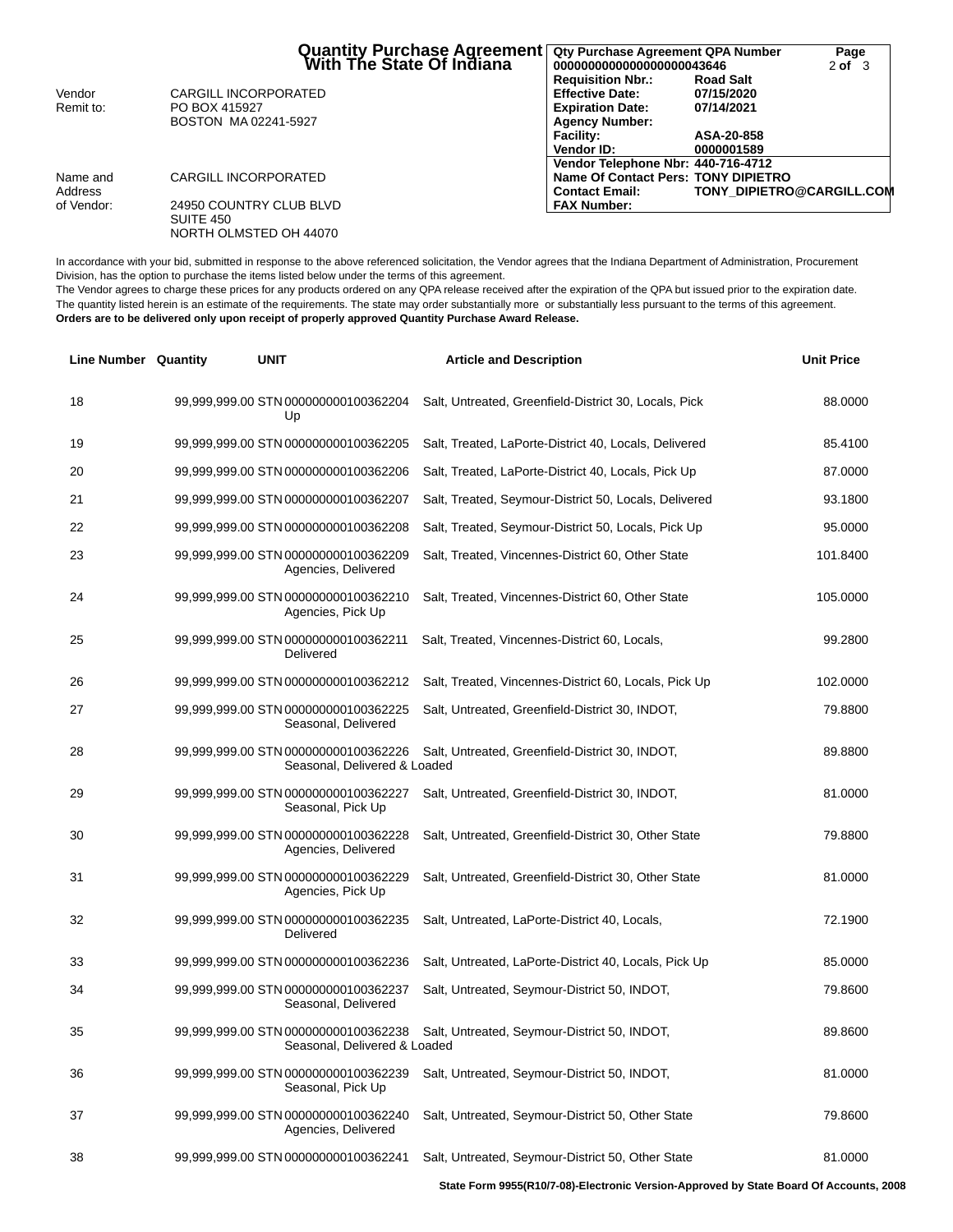# Quantity Purchase Agreement With The State Of Indiana

| | |
|---|---|
| Vendor Remit to: | CARGILL INCORPORATED<br>PO BOX 415927<br>BOSTON MA 02241-5927 |
| Name and Address of Vendor: | CARGILL INCORPORATED<br>24950 COUNTRY CLUB BLVD<br>SUITE 450<br>NORTH OLMSTED OH 44070 |

| | |
|---|---|
| **Qty Purchase Agreement QPA Number** | **00000000000000000000043646** |
| **Requisition Nbr.:** | **Road Salt** |
| **Effective Date:** | **07/15/2020** |
| **Expiration Date:** | **07/14/2021** |
| **Agency Number:** | |
| **Facility:** | **ASA-20-858** |
| **Vendor ID:** | **0000001589** |
| **Vendor Telephone Nbr:** | **440-716-4712** |
| **Name Of Contact Pers:** | **TONY DIPIETRO** |
| **Contact Email:** | **TONY_DIPIETRO@CARGILL.COM** |
| **FAX Number:** | |

In accordance with your bid, submitted in response to the above referenced solicitation, the Vendor agrees that the Indiana Department of Administration, Procurement Division, has the option to purchase the items listed below under the terms of this agreement.
The Vendor agrees to charge these prices for any products ordered on any QPA release received after the expiration of the QPA but issued prior to the expiration date.
The quantity listed herein is an estimate of the requirements. The state may order substantially more or substantially less pursuant to the terms of this agreement.
**Orders are to be delivered only upon receipt of properly approved Quantity Purchase Award Release.**

| Line Number | Quantity | UNIT | Article and Description | Unit Price |
|---|---|---|---|---|
| 18 | 99,999,999.00 | STN | 000000000100362204 Salt, Untreated, Greenfield-District 30, Locals, Pick Up | 88.0000 |
| 19 | 99,999,999.00 | STN | 000000000100362205 Salt, Treated, LaPorte-District 40, Locals, Delivered | 85.4100 |
| 20 | 99,999,999.00 | STN | 000000000100362206 Salt, Treated, LaPorte-District 40, Locals, Pick Up | 87.0000 |
| 21 | 99,999,999.00 | STN | 000000000100362207 Salt, Treated, Seymour-District 50, Locals, Delivered | 93.1800 |
| 22 | 99,999,999.00 | STN | 000000000100362208 Salt, Treated, Seymour-District 50, Locals, Pick Up | 95.0000 |
| 23 | 99,999,999.00 | STN | 000000000100362209 Salt, Treated, Vincennes-District 60, Other State Agencies, Delivered | 101.8400 |
| 24 | 99,999,999.00 | STN | 000000000100362210 Salt, Treated, Vincennes-District 60, Other State Agencies, Pick Up | 105.0000 |
| 25 | 99,999,999.00 | STN | 000000000100362211 Salt, Treated, Vincennes-District 60, Locals, Delivered | 99.2800 |
| 26 | 99,999,999.00 | STN | 000000000100362212 Salt, Treated, Vincennes-District 60, Locals, Pick Up | 102.0000 |
| 27 | 99,999,999.00 | STN | 000000000100362225 Salt, Untreated, Greenfield-District 30, INDOT, Seasonal, Delivered | 79.8800 |
| 28 | 99,999,999.00 | STN | 000000000100362226 Salt, Untreated, Greenfield-District 30, INDOT, Seasonal, Delivered & Loaded | 89.8800 |
| 29 | 99,999,999.00 | STN | 000000000100362227 Salt, Untreated, Greenfield-District 30, INDOT, Seasonal, Pick Up | 81.0000 |
| 30 | 99,999,999.00 | STN | 000000000100362228 Salt, Untreated, Greenfield-District 30, Other State Agencies, Delivered | 79.8800 |
| 31 | 99,999,999.00 | STN | 000000000100362229 Salt, Untreated, Greenfield-District 30, Other State Agencies, Pick Up | 81.0000 |
| 32 | 99,999,999.00 | STN | 000000000100362235 Salt, Untreated, LaPorte-District 40, Locals, Delivered | 72.1900 |
| 33 | 99,999,999.00 | STN | 000000000100362236 Salt, Untreated, LaPorte-District 40, Locals, Pick Up | 85.0000 |
| 34 | 99,999,999.00 | STN | 000000000100362237 Salt, Untreated, Seymour-District 50, INDOT, Seasonal, Delivered | 79.8600 |
| 35 | 99,999,999.00 | STN | 000000000100362238 Salt, Untreated, Seymour-District 50, INDOT, Seasonal, Delivered & Loaded | 89.8600 |
| 36 | 99,999,999.00 | STN | 000000000100362239 Salt, Untreated, Seymour-District 50, INDOT, Seasonal, Pick Up | 81.0000 |
| 37 | 99,999,999.00 | STN | 000000000100362240 Salt, Untreated, Seymour-District 50, Other State Agencies, Delivered | 79.8600 |
| 38 | 99,999,999.00 | STN | 000000000100362241 Salt, Untreated, Seymour-District 50, Other State | 81.0000 |

State Form 9955(R10/7-08)-Electronic Version-Approved by State Board Of Accounts, 2008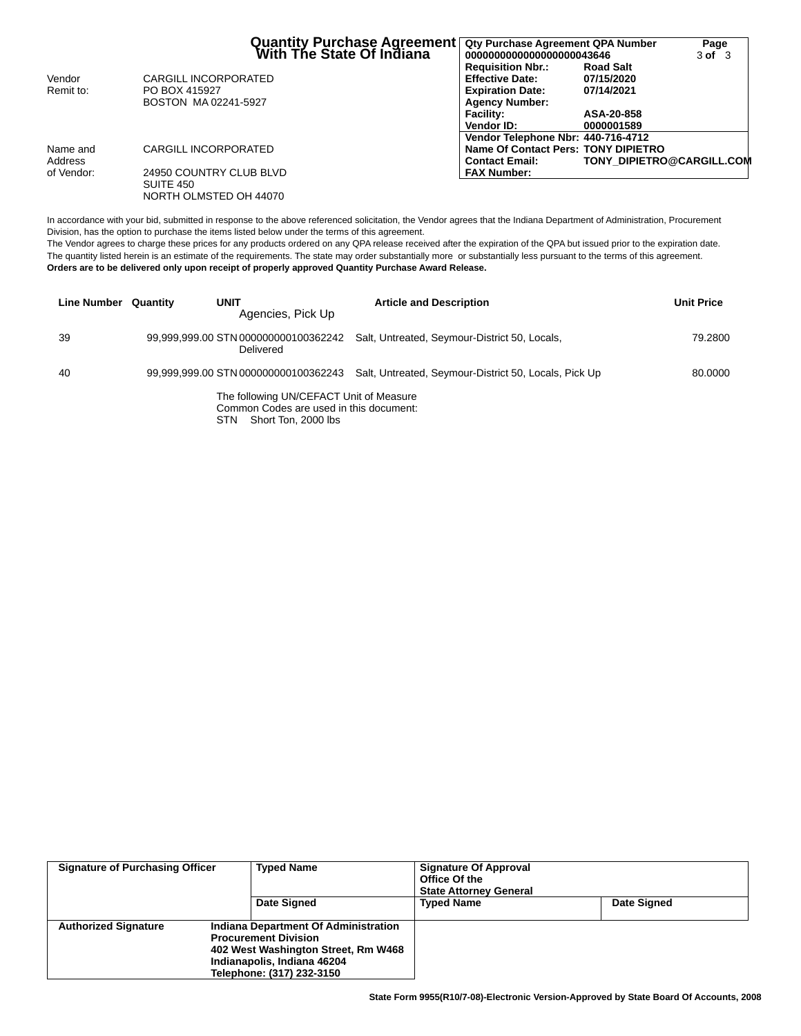# Quantity Purchase Agreement With The State Of Indiana

| | |
|---|---|
| **Qty Purchase Agreement QPA Number** | **000000000000000000043646** |
| **Requisition Nbr.:** | **Road Salt** |
| **Effective Date:** | **07/15/2020** |
| **Expiration Date:** | **07/14/2021** |
| **Agency Number:** | |
| **Facility:** | **ASA-20-858** |
| **Vendor ID:** | **0000001589** |
| **Vendor Telephone Nbr:** | **440-716-4712** |
| **Name Of Contact Pers:** | **TONY DIPIETRO** |
| **Contact Email:** | **TONY_DIPIETRO@CARGILL.COM** |
| **FAX Number:** | |

Vendor Remit to: CARGILL INCORPORATED
PO BOX 415927
BOSTON MA 02241-5927

Name and Address of Vendor: CARGILL INCORPORATED
24950 COUNTRY CLUB BLVD
SUITE 450
NORTH OLMSTED OH 44070

In accordance with your bid, submitted in response to the above referenced solicitation, the Vendor agrees that the Indiana Department of Administration, Procurement Division, has the option to purchase the items listed below under the terms of this agreement.
The Vendor agrees to charge these prices for any products ordered on any QPA release received after the expiration of the QPA but issued prior to the expiration date.
The quantity listed herein is an estimate of the requirements. The state may order substantially more or substantially less pursuant to the terms of this agreement.
**Orders are to be delivered only upon receipt of properly approved Quantity Purchase Award Release.**

| Line Number | Quantity | UNIT | Article and Description | Unit Price |
|---|---|---|---|---|
| | | | Agencies, Pick Up | |
| 39 | 99,999,999.00 | STN | 000000000100362242 Salt, Untreated, Seymour-District 50, Locals, Delivered | 79.2800 |
| 40 | 99,999,999.00 | STN | 000000000100362243 Salt, Untreated, Seymour-District 50, Locals, Pick Up | 80.0000 |

The following UN/CEFACT Unit of Measure Common Codes are used in this document:
STN Short Ton, 2000 lbs

| Signature of Purchasing Officer | Typed Name | Signature Of Approval Office Of the State Attorney General | |
|---|---|---|---|
| | Date Signed | Typed Name | Date Signed |
| Authorized Signature | Indiana Department Of Administration Procurement Division 402 West Washington Street, Rm W468 Indianapolis, Indiana 46204 Telephone: (317) 232-3150 | | |

State Form 9955(R10/7-08)-Electronic Version-Approved by State Board Of Accounts, 2008